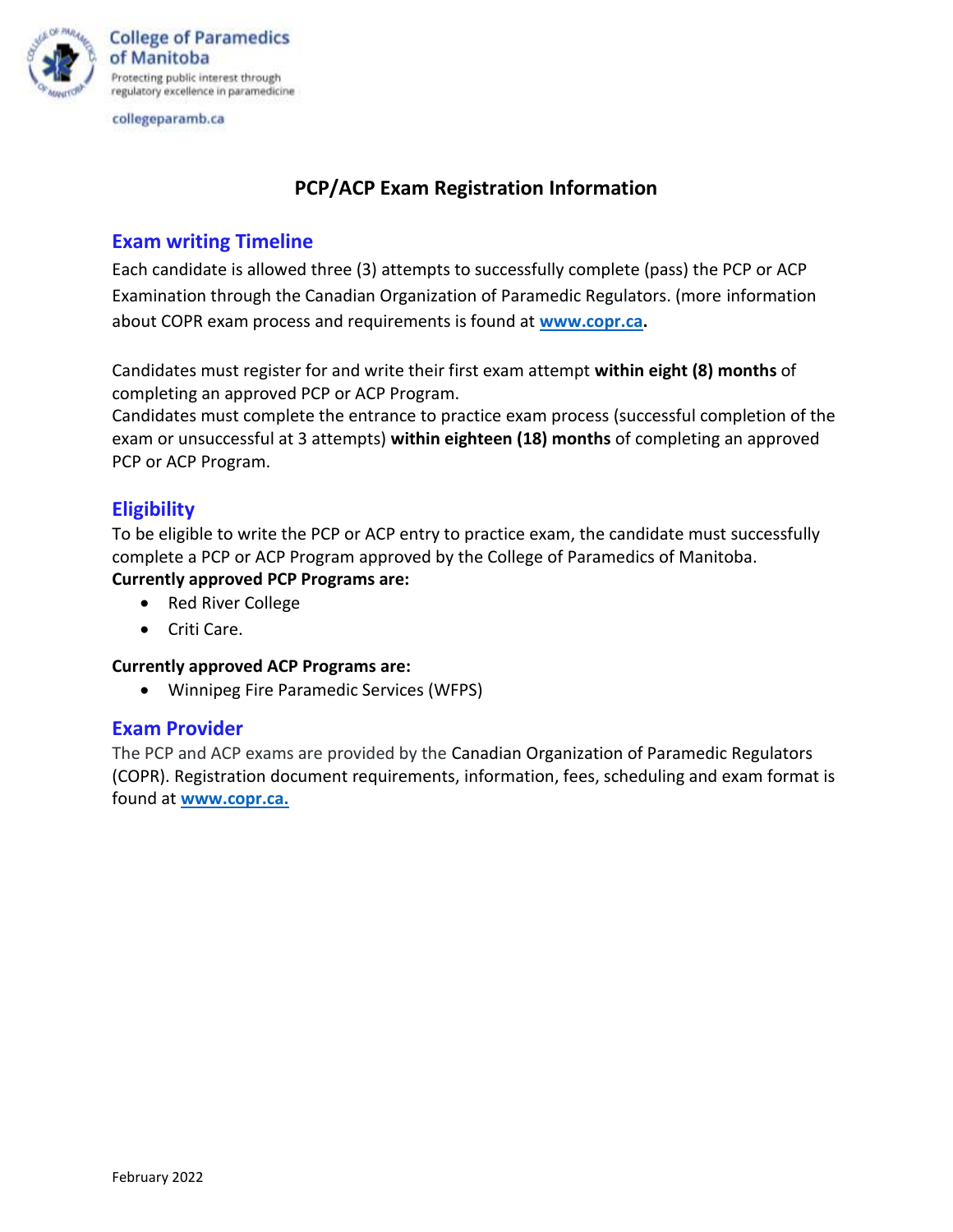College of Paramedics of Manitoba
Protecting public interest through regulatory excellence in paramedicine

collegeparamb.ca

# PCP/ACP Exam Registration Information

## Exam writing Timeline

Each candidate is allowed three (3) attempts to successfully complete (pass) the PCP or ACP Examination through the Canadian Organization of Paramedic Regulators. (more information about COPR exam process and requirements is found at **www.copr.ca.**

Candidates must register for and write their first exam attempt **within eight (8) months** of completing an approved PCP or ACP Program.
Candidates must complete the entrance to practice exam process (successful completion of the exam or unsuccessful at 3 attempts) **within eighteen (18) months** of completing an approved PCP or ACP Program.

## Eligibility

To be eligible to write the PCP or ACP entry to practice exam, the candidate must successfully complete a PCP or ACP Program approved by the College of Paramedics of Manitoba.
**Currently approved PCP Programs are:**

- Red River College
- Criti Care.

**Currently approved ACP Programs are:**

- Winnipeg Fire Paramedic Services (WFPS)

## Exam Provider

The PCP and ACP exams are provided by the Canadian Organization of Paramedic Regulators (COPR). Registration document requirements, information, fees, scheduling and exam format is found at **www.copr.ca.**

February 2022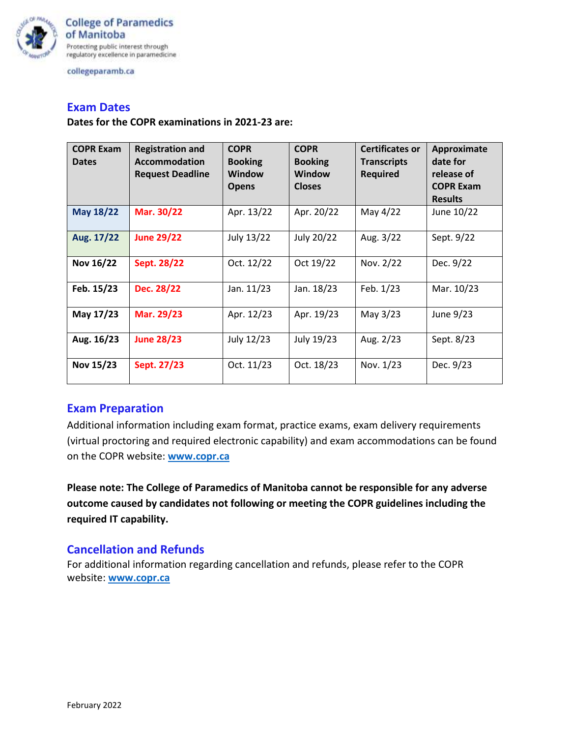College of Paramedics of Manitoba

Protecting public interest through regulatory excellence in paramedicine

collegeparamb.ca

## Exam Dates

**Dates for the COPR examinations in 2021-23 are:**

| COPR Exam Dates | Registration and Accommodation Request Deadline | COPR Booking Window Opens | COPR Booking Window Closes | Certificates or Transcripts Required | Approximate date for release of COPR Exam Results |
|---|---|---|---|---|---|
| **May 18/22** | **Mar. 30/22** | Apr. 13/22 | Apr. 20/22 | May 4/22 | June 10/22 |
| **Aug. 17/22** | **June 29/22** | July 13/22 | July 20/22 | Aug. 3/22 | Sept. 9/22 |
| **Nov 16/22** | **Sept. 28/22** | Oct. 12/22 | Oct 19/22 | Nov. 2/22 | Dec. 9/22 |
| **Feb. 15/23** | **Dec. 28/22** | Jan. 11/23 | Jan. 18/23 | Feb. 1/23 | Mar. 10/23 |
| **May 17/23** | **Mar. 29/23** | Apr. 12/23 | Apr. 19/23 | May 3/23 | June 9/23 |
| **Aug. 16/23** | **June 28/23** | July 12/23 | July 19/23 | Aug. 2/23 | Sept. 8/23 |
| **Nov 15/23** | **Sept. 27/23** | Oct. 11/23 | Oct. 18/23 | Nov. 1/23 | Dec. 9/23 |

## Exam Preparation

Additional information including exam format, practice exams, exam delivery requirements (virtual proctoring and required electronic capability) and exam accommodations can be found on the COPR website: **www.copr.ca**

**Please note: The College of Paramedics of Manitoba cannot be responsible for any adverse outcome caused by candidates not following or meeting the COPR guidelines including the required IT capability.**

## Cancellation and Refunds

For additional information regarding cancellation and refunds, please refer to the COPR website: **www.copr.ca**

February 2022